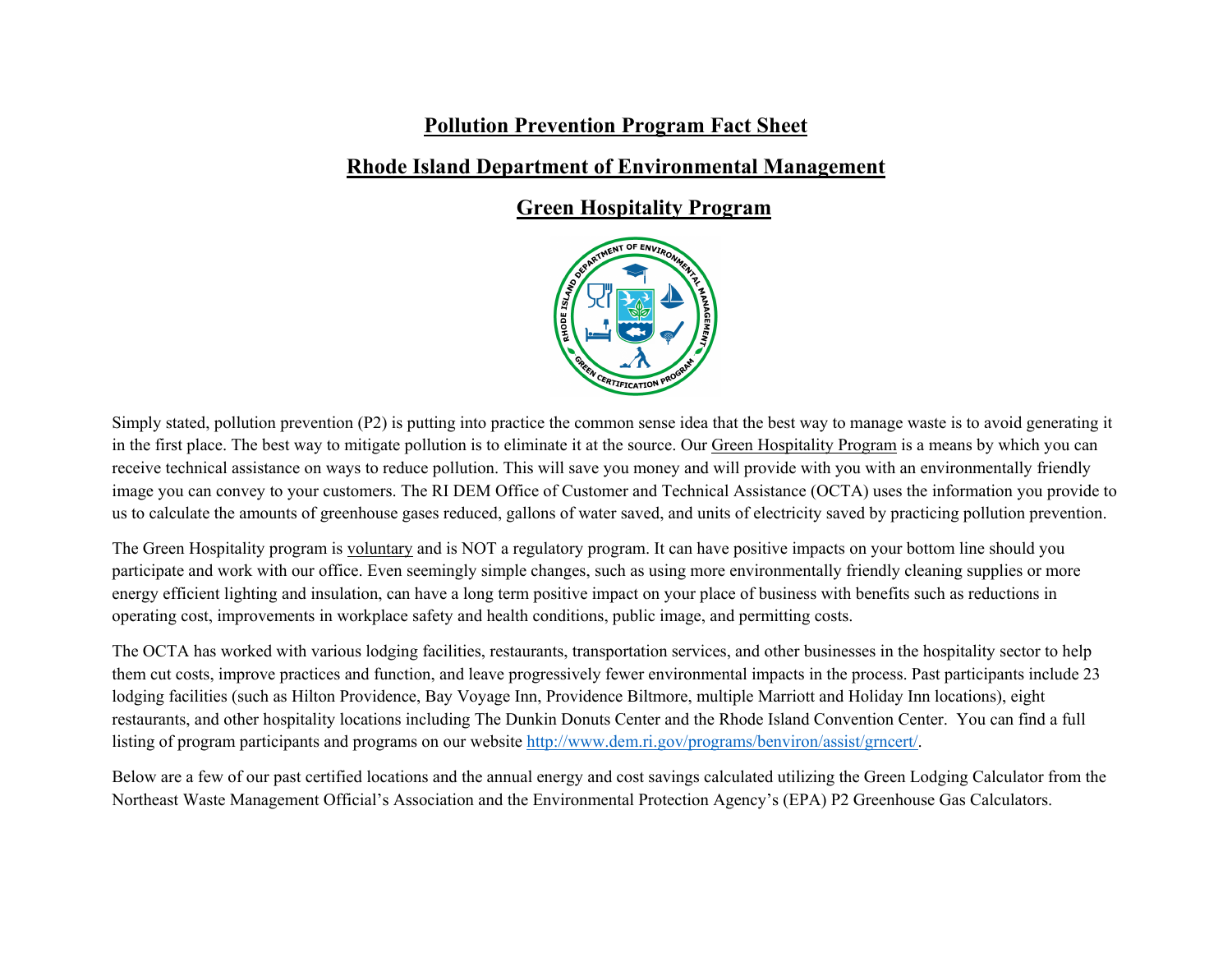# Pollution Prevention Program Fact Sheet

## Rhode Island Department of Environmental Management

## Green Hospitality Program

Simply stated, pollution prevention (P2) is putting into practice the common sense idea that the best way to manage waste is to avoid generating it in the first place. The best way to mitigate pollution is to eliminate it at the source. Our Green Hospitality Program is a means by which you can receive technical assistance on ways to reduce pollution. This will save you money and will provide with you with an environmentally friendly image you can convey to your customers. The RI DEM Office of Customer and Technical Assistance (OCTA) uses the information you provide to us to calculate the amounts of greenhouse gases reduced, gallons of water saved, and units of electricity saved by practicing pollution prevention.

The Green Hospitality program is voluntary and is NOT a regulatory program. It can have positive impacts on your bottom line should you participate and work with our office. Even seemingly simple changes, such as using more environmentally friendly cleaning supplies or more energy efficient lighting and insulation, can have a long term positive impact on your place of business with benefits such as reductions in operating cost, improvements in workplace safety and health conditions, public image, and permitting costs.

The OCTA has worked with various lodging facilities, restaurants, transportation services, and other businesses in the hospitality sector to help them cut costs, improve practices and function, and leave progressively fewer environmental impacts in the process. Past participants include 23 lodging facilities (such as Hilton Providence, Bay Voyage Inn, Providence Biltmore, multiple Marriott and Holiday Inn locations), eight restaurants, and other hospitality locations including The Dunkin Donuts Center and the Rhode Island Convention Center. You can find a full listing of program participants and programs on our website http://www.dem.ri.gov/programs/benviron/assist/grncert/.

Below are a few of our past certified locations and the annual energy and cost savings calculated utilizing the Green Lodging Calculator from the Northeast Waste Management Official's Association and the Environmental Protection Agency's (EPA) P2 Greenhouse Gas Calculators.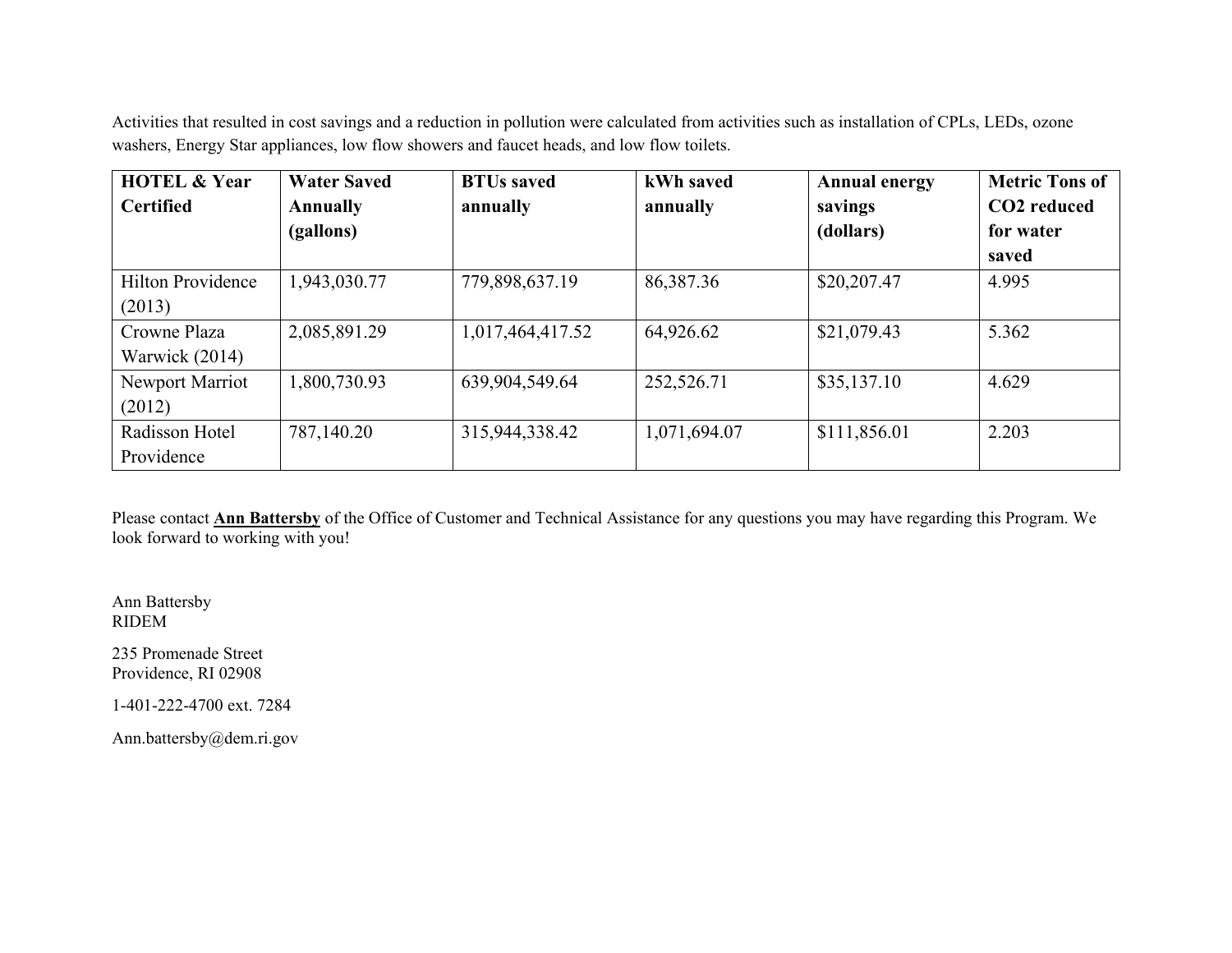Activities that resulted in cost savings and a reduction in pollution were calculated from activities such as installation of CPLs, LEDs, ozone washers, Energy Star appliances, low flow showers and faucet heads, and low flow toilets.

| HOTEL & Year Certified | Water Saved Annually (gallons) | BTUs saved annually | kWh saved annually | Annual energy savings (dollars) | Metric Tons of $CO_2$ reduced for water saved |
|---|---|---|---|---|---|
| Hilton Providence (2013) | 1,943,030.77 | 779,898,637.19 | 86,387.36 | $20,207.47 | 4.995 |
| Crowne Plaza Warwick (2014) | 2,085,891.29 | 1,017,464,417.52 | 64,926.62 | $21,079.43 | 5.362 |
| Newport Marriot (2012) | 1,800,730.93 | 639,904,549.64 | 252,526.71 | $35,137.10 | 4.629 |
| Radisson Hotel Providence | 787,140.20 | 315,944,338.42 | 1,071,694.07 | $111,856.01 | 2.203 |

Please contact **Ann Battersby** of the Office of Customer and Technical Assistance for any questions you may have regarding this Program. We look forward to working with you!

Ann Battersby
RIDEM

235 Promenade Street
Providence, RI 02908

1-401-222-4700 ext. 7284

Ann.battersby@dem.ri.gov